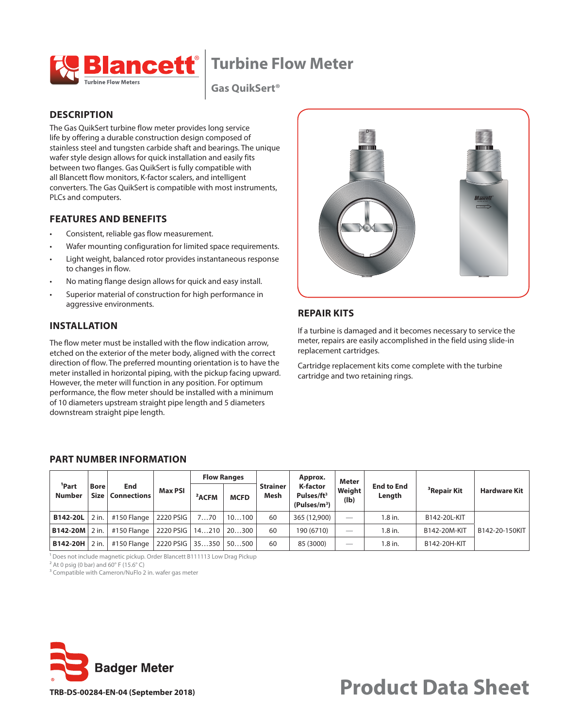# Turbine Flow Meter

## Gas QuikSert®

## DESCRIPTION

The Gas QuikSert turbine flow meter provides long service life by offering a durable construction design composed of stainless steel and tungsten carbide shaft and bearings. The unique wafer style design allows for quick installation and easily fits between two flanges. Gas QuikSert is fully compatible with all Blancett flow monitors, K-factor scalers, and intelligent converters. The Gas QuikSert is compatible with most instruments, PLCs and computers.

## FEATURES AND BENEFITS

- Consistent, reliable gas flow measurement.
- Wafer mounting configuration for limited space requirements.
- Light weight, balanced rotor provides instantaneous response to changes in flow.
- No mating flange design allows for quick and easy install.
- Superior material of construction for high performance in aggressive environments.

## INSTALLATION

The flow meter must be installed with the flow indication arrow, etched on the exterior of the meter body, aligned with the correct direction of flow. The preferred mounting orientation is to have the meter installed in horizontal piping, with the pickup facing upward. However, the meter will function in any position. For optimum performance, the flow meter should be installed with a minimum of 10 diameters upstream straight pipe length and 5 diameters downstream straight pipe length.

## REPAIR KITS

If a turbine is damaged and it becomes necessary to service the meter, repairs are easily accomplished in the field using slide-in replacement cartridges.

Cartridge replacement kits come complete with the turbine cartridge and two retaining rings.

## PART NUMBER INFORMATION

| [1]Part Number | Bore Size | End Connections | Max PSI | Flow Ranges | | Strainer Mesh | Approx. K-factor Pulses/ft³ (Pulses/m³) | Meter Weight (lb) | End to End Length | [3]Repair Kit | Hardware Kit |
|---|---|---|---|---|---|---|---|---|---|---|---|
| | | | | [2]ACFM | MCFD | | | | | | |
| **B142-20L** | 2 in. | #150 Flange | 2220 PSIG | 7…70 | 10…100 | 60 | 365 (12,900) | — | 1.8 in. | B142-20L-KIT | B142-20-150KIT |
| **B142-20M** | 2 in. | #150 Flange | 2220 PSIG | 14…210 | 20…300 | 60 | 190 (6710) | — | 1.8 in. | B142-20M-KIT | |
| **B142-20H** | 2 in. | #150 Flange | 2220 PSIG | 35…350 | 50…500 | 60 | 85 (3000) | — | 1.8 in. | B142-20H-KIT | |

[1] Does not include magnetic pickup. Order Blancett B111113 Low Drag Pickup
[2] At 0 psig (0 bar) and 60° F (15.6° C)
[3] Compatible with Cameron/NuFlo 2 in. wafer gas meter

TRB-DS-00284-EN-04 (September 2018)

Product Data Sheet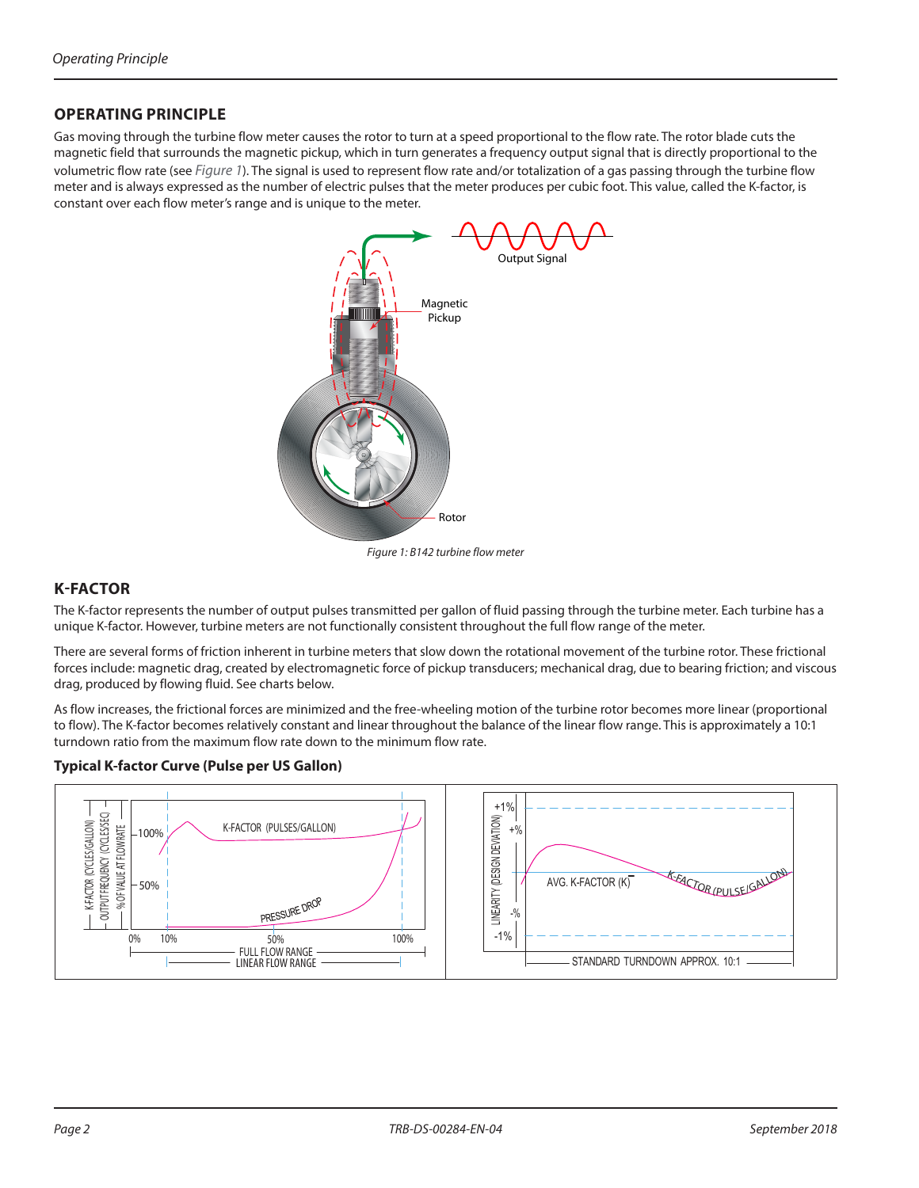## OPERATING PRINCIPLE

Gas moving through the turbine flow meter causes the rotor to turn at a speed proportional to the flow rate. The rotor blade cuts the magnetic field that surrounds the magnetic pickup, which in turn generates a frequency output signal that is directly proportional to the volumetric flow rate (see *Figure 1*). The signal is used to represent flow rate and/or totalization of a gas passing through the turbine flow meter and is always expressed as the number of electric pulses that the meter produces per cubic foot. This value, called the K-factor, is constant over each flow meter's range and is unique to the meter.

*Figure 1: B142 turbine flow meter*

## K-FACTOR

The K-factor represents the number of output pulses transmitted per gallon of fluid passing through the turbine meter. Each turbine has a unique K-factor. However, turbine meters are not functionally consistent throughout the full flow range of the meter.

There are several forms of friction inherent in turbine meters that slow down the rotational movement of the turbine rotor. These frictional forces include: magnetic drag, created by electromagnetic force of pickup transducers; mechanical drag, due to bearing friction; and viscous drag, produced by flowing fluid. See charts below.

As flow increases, the frictional forces are minimized and the free-wheeling motion of the turbine rotor becomes more linear (proportional to flow). The K-factor becomes relatively constant and linear throughout the balance of the linear flow range. This is approximately a 10:1 turndown ratio from the maximum flow rate down to the minimum flow rate.

### Typical K-factor Curve (Pulse per US Gallon)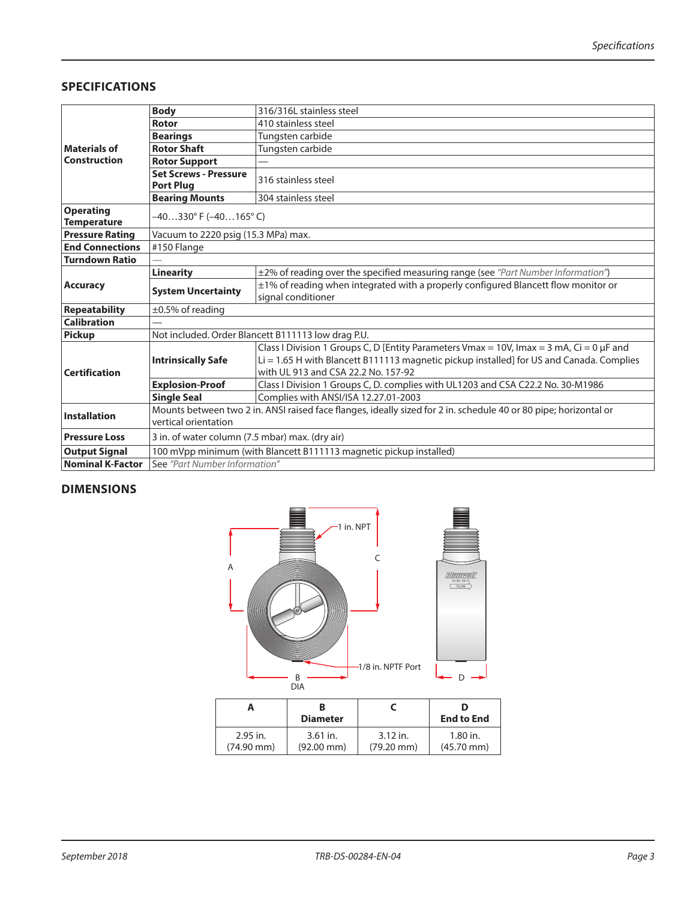## SPECIFICATIONS

| | | |
|---|---|---|
| **Materials of Construction** | **Body** | 316/316L stainless steel |
| | **Rotor** | 410 stainless steel |
| | **Bearings** | Tungsten carbide |
| | **Rotor Shaft** | Tungsten carbide |
| | **Rotor Support** | — |
| | **Set Screws - Pressure Port Plug** | 316 stainless steel |
| | **Bearing Mounts** | 304 stainless steel |
| **Operating Temperature** | –40…330° F (–40…165° C) | |
| **Pressure Rating** | Vacuum to 2220 psig (15.3 MPa) max. | |
| **End Connections** | #150 Flange | |
| **Turndown Ratio** | — | |
| **Accuracy** | **Linearity** | ±2% of reading over the specified measuring range (see *"Part Number Information"*) |
| | **System Uncertainty** | ±1% of reading when integrated with a properly configured Blancett flow monitor or signal conditioner |
| **Repeatability** | ±0.5% of reading | |
| **Calibration** | — | |
| **Pickup** | Not included. Order Blancett B111113 low drag P.U. | |
| **Certification** | **Intrinsically Safe** | Class I Division 1 Groups C, D [Entity Parameters Vmax = 10V, Imax = 3 mA, Ci = 0 μF and Li = 1.65 H with Blancett B111113 magnetic pickup installed] for US and Canada. Complies with UL 913 and CSA 22.2 No. 157-92 |
| | **Explosion-Proof** | Class I Division 1 Groups C, D. complies with UL1203 and CSA C22.2 No. 30-M1986 |
| | **Single Seal** | Complies with ANSI/ISA 12.27.01-2003 |
| **Installation** | Mounts between two 2 in. ANSI raised face flanges, ideally sized for 2 in. schedule 40 or 80 pipe; horizontal or vertical orientation | |
| **Pressure Loss** | 3 in. of water column (7.5 mbar) max. (dry air) | |
| **Output Signal** | 100 mVpp minimum (with Blancett B111113 magnetic pickup installed) | |
| **Nominal K-Factor** | See *"Part Number Information"* | |

## DIMENSIONS

1 in. NPT

1/8 in. NPTF Port

| A | B Diameter | C | D End to End |
|---|---|---|---|
| 2.95 in. (74.90 mm) | 3.61 in. (92.00 mm) | 3.12 in. (79.20 mm) | 1.80 in. (45.70 mm) |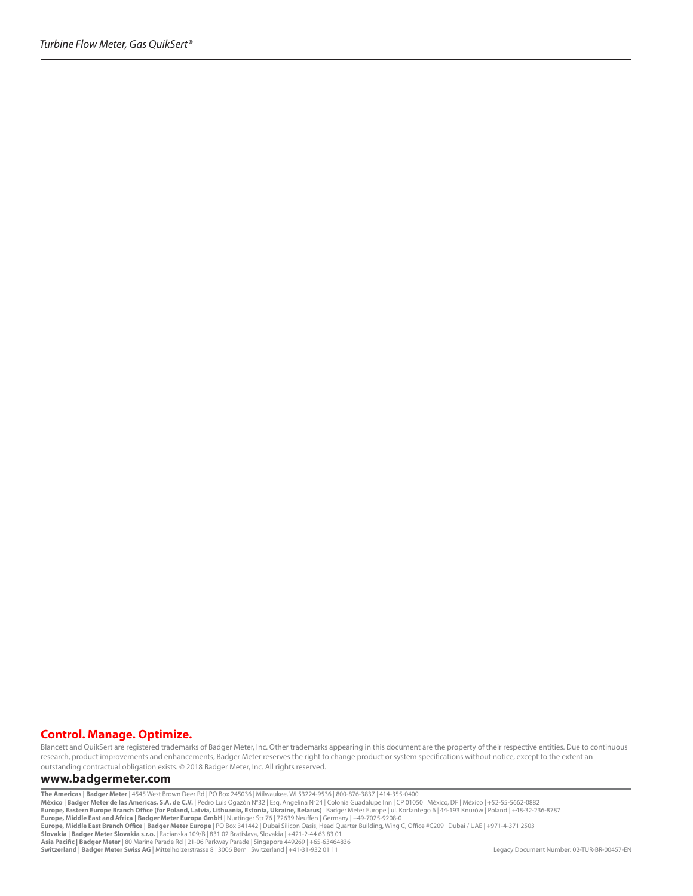**Control. Manage. Optimize.**

Blancett and QuikSert are registered trademarks of Badger Meter, Inc. Other trademarks appearing in this document are the property of their respective entities. Due to continuous research, product improvements and enhancements, Badger Meter reserves the right to change product or system specifications without notice, except to the extent an outstanding contractual obligation exists. © 2018 Badger Meter, Inc. All rights reserved.

**www.badgermeter.com**

**The Americas | Badger Meter** | 4545 West Brown Deer Rd | PO Box 245036 | Milwaukee, WI 53224-9536 | 800-876-3837 | 414-355-0400
**México | Badger Meter de las Americas, S.A. de C.V.** | Pedro Luis Ogazón N°32 | Esq. Angelina N°24 | Colonia Guadalupe Inn | CP 01050 | México, DF | México | +52-55-5662-0882
**Europe, Eastern Europe Branch Office (for Poland, Latvia, Lithuania, Estonia, Ukraine, Belarus)** | Badger Meter Europe | ul. Korfantego 6 | 44-193 Knurów | Poland | +48-32-236-8787
**Europe, Middle East and Africa | Badger Meter Europa GmbH** | Nurtinger Str 76 | 72639 Neuffen | Germany | +49-7025-9208-0
**Europe, Middle East Branch Office | Badger Meter Europe** | PO Box 341442 | Dubai Silicon Oasis, Head Quarter Building, Wing C, Office #C209 | Dubai / UAE | +971-4-371 2503
**Slovakia | Badger Meter Slovakia s.r.o.** | Racianska 109/B | 831 02 Bratislava, Slovakia | +421-2-44 63 83 01
**Asia Pacific | Badger Meter** | 80 Marine Parade Rd | 21-06 Parkway Parade | Singapore 449269 | +65-63464836
**Switzerland | Badger Meter Swiss AG** | Mittelholzerstrasse 8 | 3006 Bern | Switzerland | +41-31-932 01 11

Legacy Document Number: 02-TUR-BR-00457-EN